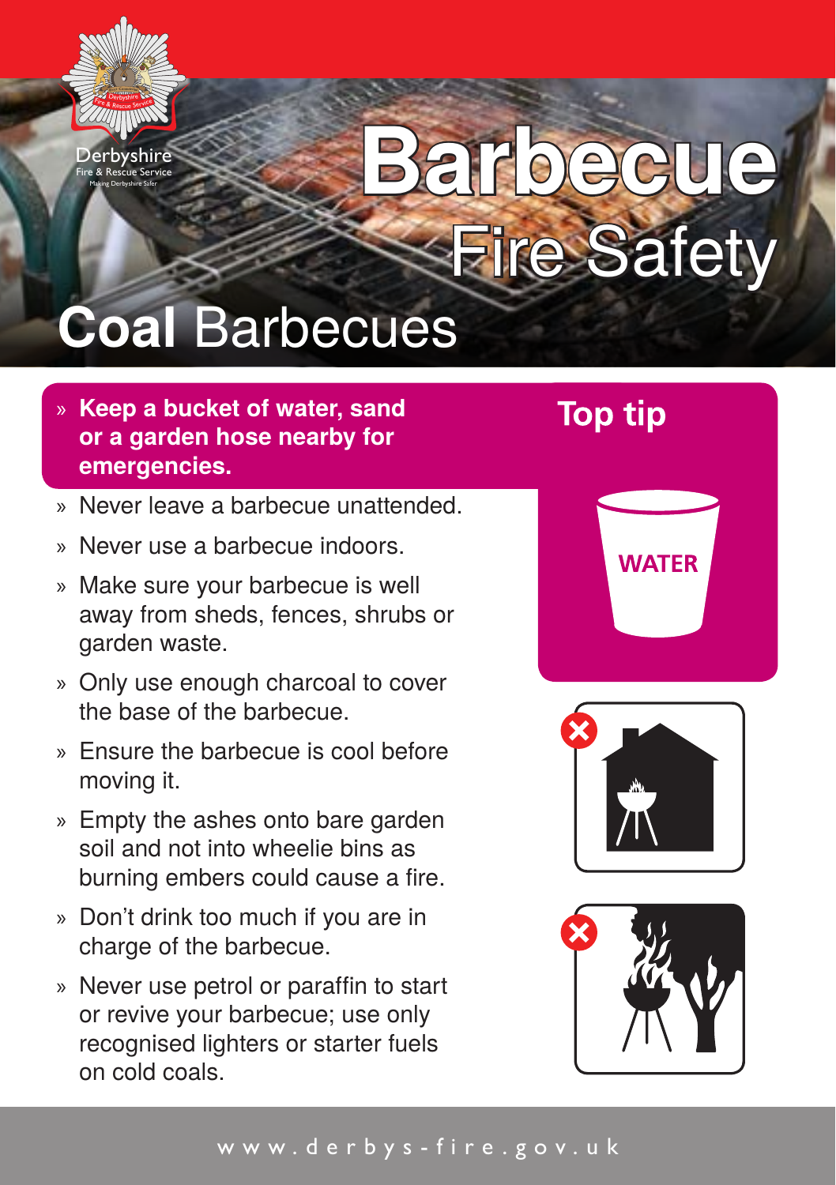Derbyshire
Fire & Rescue Service
Making Derbyshire Safer

# Barbecue Fire Safety

## **Coal** Barbecues

- **Keep a bucket of water, sand or a garden hose nearby for emergencies.**
- Never leave a barbecue unattended.
- Never use a barbecue indoors.
- Make sure your barbecue is well away from sheds, fences, shrubs or garden waste.
- Only use enough charcoal to cover the base of the barbecue.
- Ensure the barbecue is cool before moving it.
- Empty the ashes onto bare garden soil and not into wheelie bins as burning embers could cause a fire.
- Don't drink too much if you are in charge of the barbecue.
- Never use petrol or paraffin to start or revive your barbecue; use only recognised lighters or starter fuels on cold coals.

**Top tip**

WATER

www.derbys-fire.gov.uk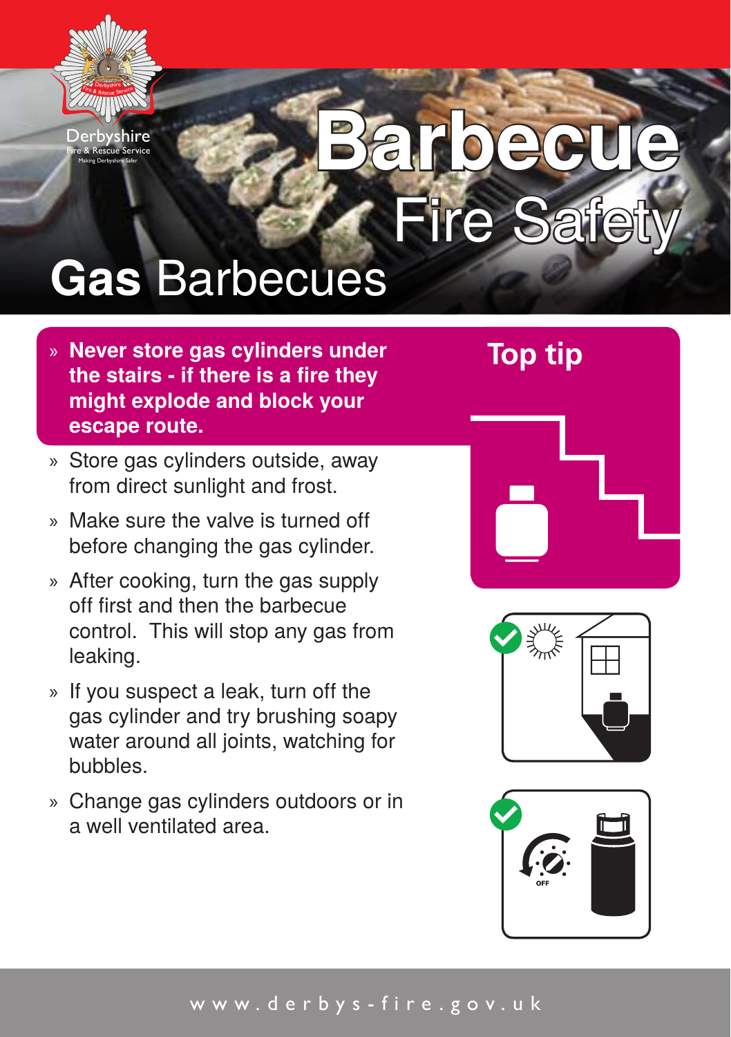Derbyshire
Fire & Rescue Service
Making Derbyshire Safer

# Barbecue Fire Safety

## **Gas** Barbecues

- **Never store gas cylinders under the stairs - if there is a fire they might explode and block your escape route.**
- Store gas cylinders outside, away from direct sunlight and frost.
- Make sure the valve is turned off before changing the gas cylinder.
- After cooking, turn the gas supply off first and then the barbecue control. This will stop any gas from leaking.
- If you suspect a leak, turn off the gas cylinder and try brushing soapy water around all joints, watching for bubbles.
- Change gas cylinders outdoors or in a well ventilated area.

**Top tip**

OFF

www.derbys-fire.gov.uk